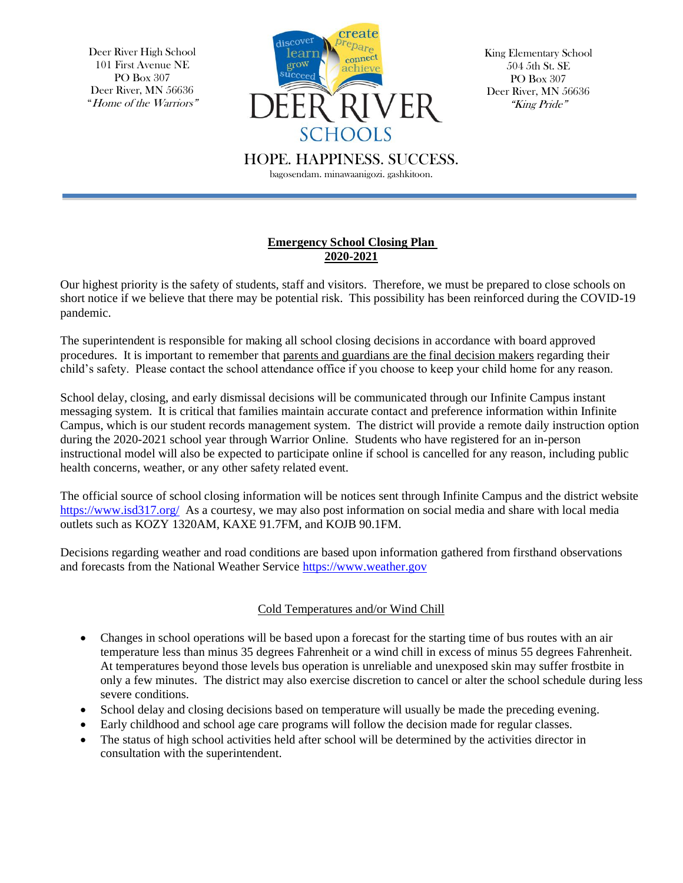Deer River High School
101 First Avenue NE
PO Box 307
Deer River, MN 56636
*"Home of the Warriors"*

discover learn grow succeed create prepare connect achieve

DEER RIVER SCHOOLS

HOPE. HAPPINESS. SUCCESS.
bagosendam. minawaanigozi. gashkitoon.

King Elementary School
504 5th St. SE
PO Box 307
Deer River, MN 56636
*"King Pride"*

---

# **Emergency School Closing Plan 2020-2021**

Our highest priority is the safety of students, staff and visitors. Therefore, we must be prepared to close schools on short notice if we believe that there may be potential risk. This possibility has been reinforced during the COVID-19 pandemic.

The superintendent is responsible for making all school closing decisions in accordance with board approved procedures. It is important to remember that parents and guardians are the final decision makers regarding their child's safety. Please contact the school attendance office if you choose to keep your child home for any reason.

School delay, closing, and early dismissal decisions will be communicated through our Infinite Campus instant messaging system. It is critical that families maintain accurate contact and preference information within Infinite Campus, which is our student records management system. The district will provide a remote daily instruction option during the 2020-2021 school year through Warrior Online. Students who have registered for an in-person instructional model will also be expected to participate online if school is cancelled for any reason, including public health concerns, weather, or any other safety related event.

The official source of school closing information will be notices sent through Infinite Campus and the district website https://www.isd317.org/ As a courtesy, we may also post information on social media and share with local media outlets such as KOZY 1320AM, KAXE 91.7FM, and KOJB 90.1FM.

Decisions regarding weather and road conditions are based upon information gathered from firsthand observations and forecasts from the National Weather Service https://www.weather.gov

## Cold Temperatures and/or Wind Chill

- Changes in school operations will be based upon a forecast for the starting time of bus routes with an air temperature less than minus 35 degrees Fahrenheit or a wind chill in excess of minus 55 degrees Fahrenheit. At temperatures beyond those levels bus operation is unreliable and unexposed skin may suffer frostbite in only a few minutes. The district may also exercise discretion to cancel or alter the school schedule during less severe conditions.
- School delay and closing decisions based on temperature will usually be made the preceding evening.
- Early childhood and school age care programs will follow the decision made for regular classes.
- The status of high school activities held after school will be determined by the activities director in consultation with the superintendent.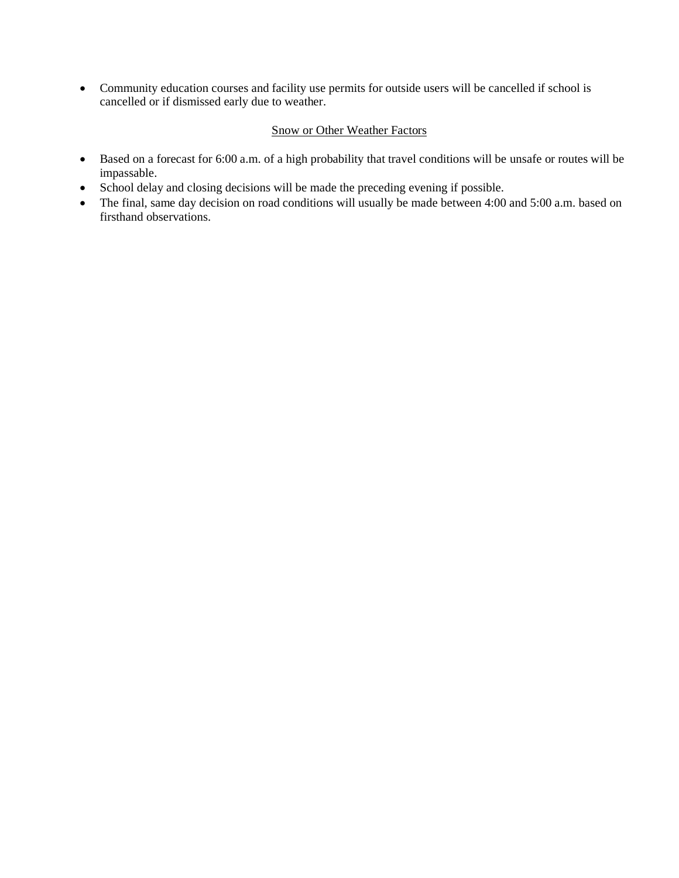- Community education courses and facility use permits for outside users will be cancelled if school is cancelled or if dismissed early due to weather.

## Snow or Other Weather Factors

- Based on a forecast for 6:00 a.m. of a high probability that travel conditions will be unsafe or routes will be impassable.
- School delay and closing decisions will be made the preceding evening if possible.
- The final, same day decision on road conditions will usually be made between 4:00 and 5:00 a.m. based on firsthand observations.